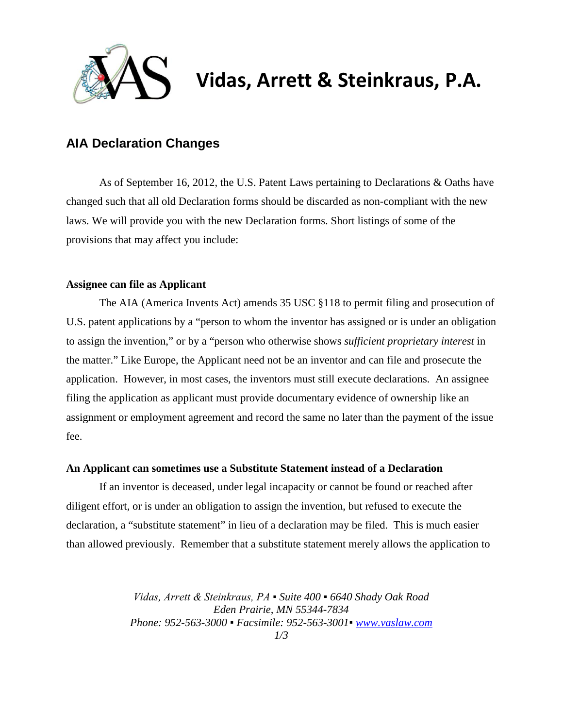# Vidas, Arrett & Steinkraus, P.A.

## AIA Declaration Changes

As of September 16, 2012, the U.S. Patent Laws pertaining to Declarations & Oaths have changed such that all old Declaration forms should be discarded as non-compliant with the new laws. We will provide you with the new Declaration forms. Short listings of some of the provisions that may affect you include:

**Assignee can file as Applicant**

The AIA (America Invents Act) amends 35 USC §118 to permit filing and prosecution of U.S. patent applications by a "person to whom the inventor has assigned or is under an obligation to assign the invention," or by a "person who otherwise shows *sufficient proprietary interest* in the matter." Like Europe, the Applicant need not be an inventor and can file and prosecute the application. However, in most cases, the inventors must still execute declarations. An assignee filing the application as applicant must provide documentary evidence of ownership like an assignment or employment agreement and record the same no later than the payment of the issue fee.

**An Applicant can sometimes use a Substitute Statement instead of a Declaration**

If an inventor is deceased, under legal incapacity or cannot be found or reached after diligent effort, or is under an obligation to assign the invention, but refused to execute the declaration, a "substitute statement" in lieu of a declaration may be filed. This is much easier than allowed previously. Remember that a substitute statement merely allows the application to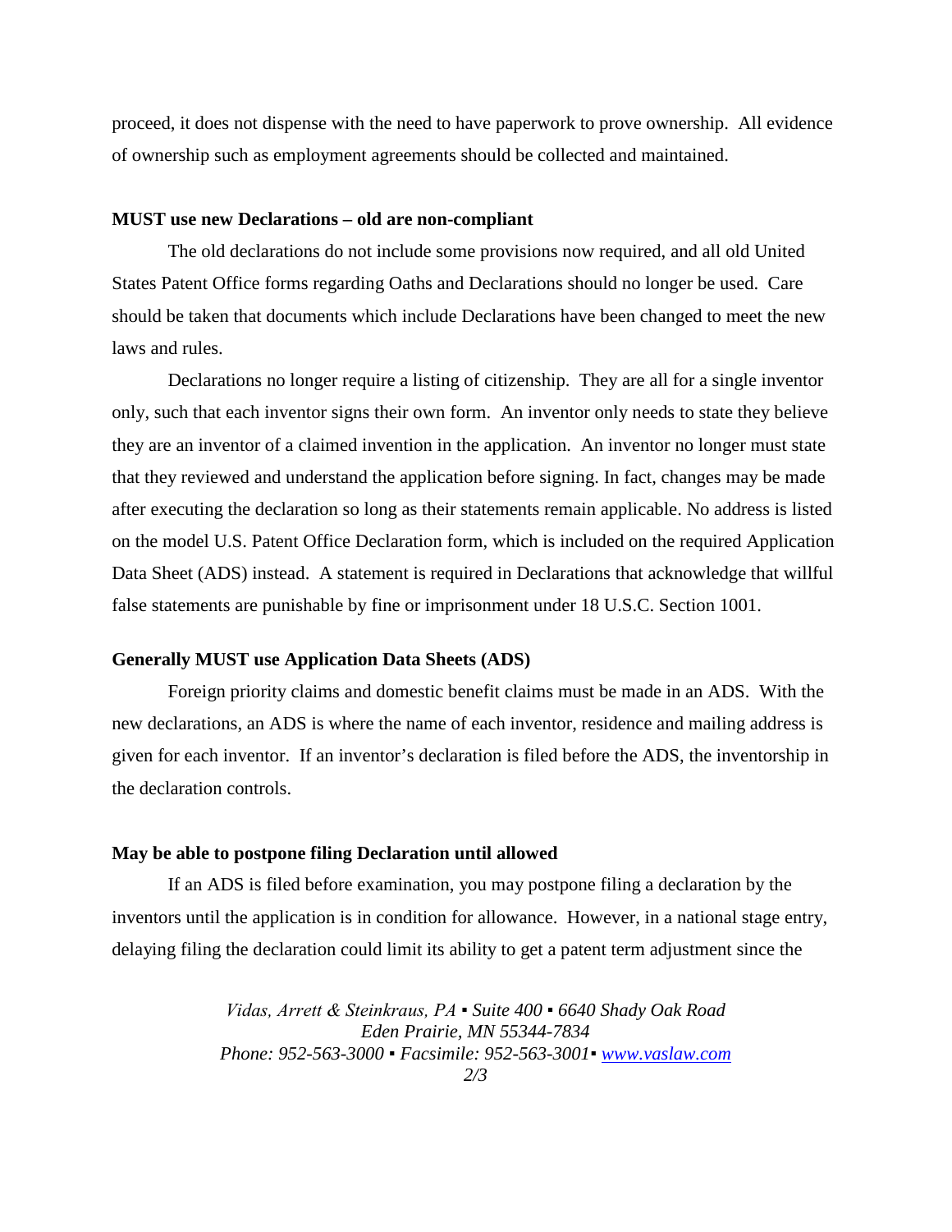proceed, it does not dispense with the need to have paperwork to prove ownership. All evidence of ownership such as employment agreements should be collected and maintained.

**MUST use new Declarations – old are non-compliant**

The old declarations do not include some provisions now required, and all old United States Patent Office forms regarding Oaths and Declarations should no longer be used. Care should be taken that documents which include Declarations have been changed to meet the new laws and rules.

Declarations no longer require a listing of citizenship. They are all for a single inventor only, such that each inventor signs their own form. An inventor only needs to state they believe they are an inventor of a claimed invention in the application. An inventor no longer must state that they reviewed and understand the application before signing. In fact, changes may be made after executing the declaration so long as their statements remain applicable. No address is listed on the model U.S. Patent Office Declaration form, which is included on the required Application Data Sheet (ADS) instead. A statement is required in Declarations that acknowledge that willful false statements are punishable by fine or imprisonment under 18 U.S.C. Section 1001.

**Generally MUST use Application Data Sheets (ADS)**

Foreign priority claims and domestic benefit claims must be made in an ADS. With the new declarations, an ADS is where the name of each inventor, residence and mailing address is given for each inventor. If an inventor's declaration is filed before the ADS, the inventorship in the declaration controls.

**May be able to postpone filing Declaration until allowed**

If an ADS is filed before examination, you may postpone filing a declaration by the inventors until the application is in condition for allowance. However, in a national stage entry, delaying filing the declaration could limit its ability to get a patent term adjustment since the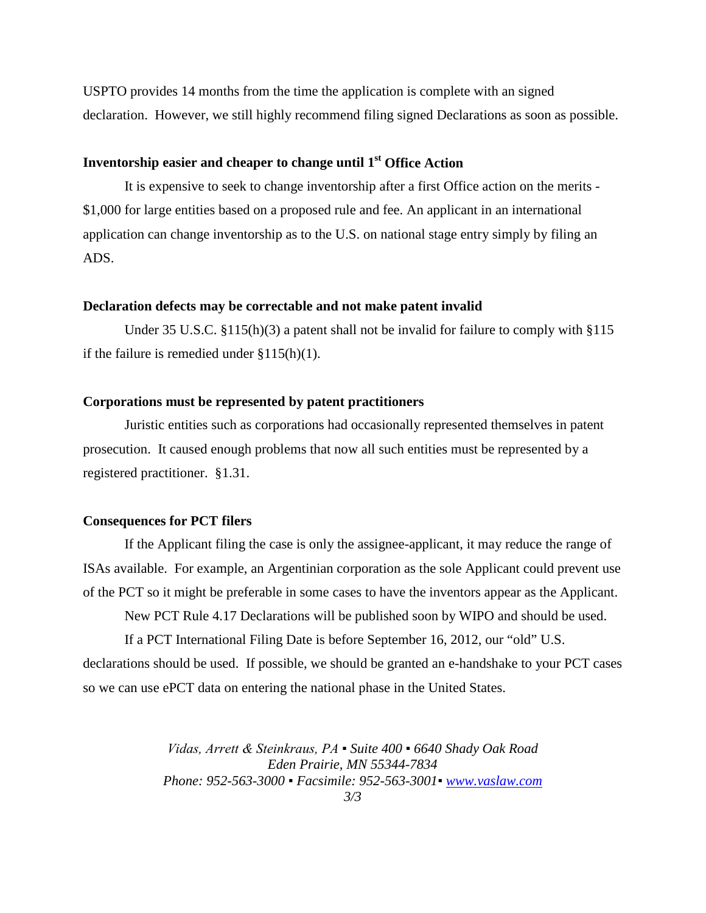USPTO provides 14 months from the time the application is complete with an signed declaration. However, we still highly recommend filing signed Declarations as soon as possible.

**Inventorship easier and cheaper to change until 1st Office Action**

It is expensive to seek to change inventorship after a first Office action on the merits - $1,000 for large entities based on a proposed rule and fee. An applicant in an international application can change inventorship as to the U.S. on national stage entry simply by filing an ADS.

**Declaration defects may be correctable and not make patent invalid**

Under 35 U.S.C. §115(h)(3) a patent shall not be invalid for failure to comply with §115 if the failure is remedied under §115(h)(1).

**Corporations must be represented by patent practitioners**

Juristic entities such as corporations had occasionally represented themselves in patent prosecution. It caused enough problems that now all such entities must be represented by a registered practitioner. §1.31.

**Consequences for PCT filers**

If the Applicant filing the case is only the assignee-applicant, it may reduce the range of ISAs available. For example, an Argentinian corporation as the sole Applicant could prevent use of the PCT so it might be preferable in some cases to have the inventors appear as the Applicant.

New PCT Rule 4.17 Declarations will be published soon by WIPO and should be used.

If a PCT International Filing Date is before September 16, 2012, our "old" U.S. declarations should be used. If possible, we should be granted an e-handshake to your PCT cases so we can use ePCT data on entering the national phase in the United States.

*Vidas, Arrett & Steinkraus, PA ▪ Suite 400 ▪ 6640 Shady Oak Road*
*Eden Prairie, MN 55344-7834*
*Phone: 952-563-3000 ▪ Facsimile: 952-563-3001▪ www.vaslaw.com*